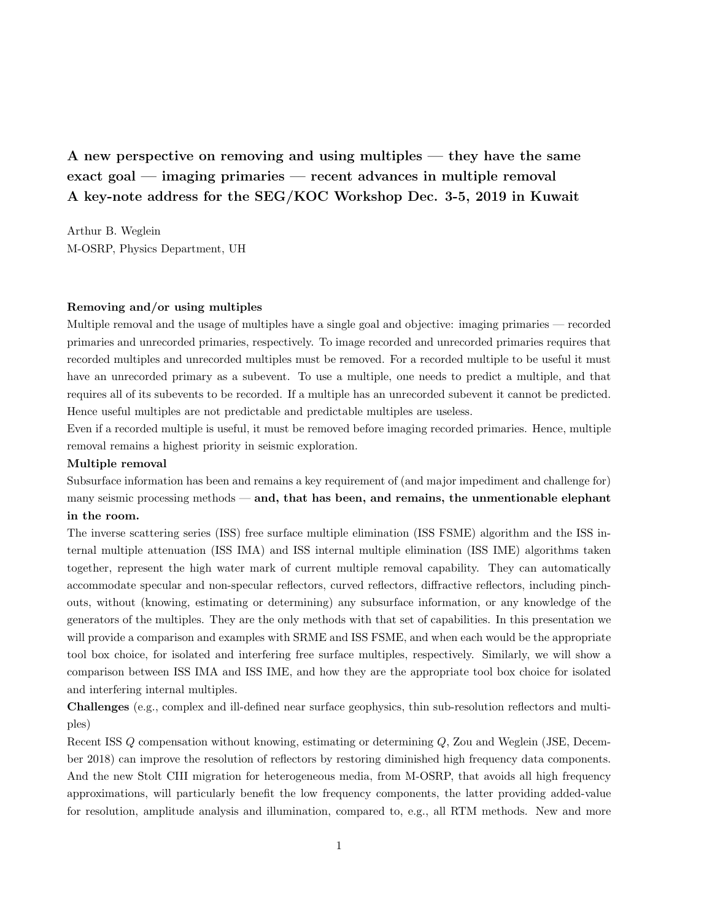# A new perspective on removing and using multiples — they have the same exact goal — imaging primaries — recent advances in multiple removal A key-note address for the SEG/KOC Workshop Dec. 3-5, 2019 in Kuwait

Arthur B. Weglein
M-OSRP, Physics Department, UH

**Removing and/or using multiples**

Multiple removal and the usage of multiples have a single goal and objective: imaging primaries — recorded primaries and unrecorded primaries, respectively. To image recorded and unrecorded primaries requires that recorded multiples and unrecorded multiples must be removed. For a recorded multiple to be useful it must have an unrecorded primary as a subevent. To use a multiple, one needs to predict a multiple, and that requires all of its subevents to be recorded. If a multiple has an unrecorded subevent it cannot be predicted. Hence useful multiples are not predictable and predictable multiples are useless.

Even if a recorded multiple is useful, it must be removed before imaging recorded primaries. Hence, multiple removal remains a highest priority in seismic exploration.

**Multiple removal**

Subsurface information has been and remains a key requirement of (and major impediment and challenge for) many seismic processing methods — **and, that has been, and remains, the unmentionable elephant in the room.**

The inverse scattering series (ISS) free surface multiple elimination (ISS FSME) algorithm and the ISS internal multiple attenuation (ISS IMA) and ISS internal multiple elimination (ISS IME) algorithms taken together, represent the high water mark of current multiple removal capability. They can automatically accommodate specular and non-specular reflectors, curved reflectors, diffractive reflectors, including pinch-outs, without (knowing, estimating or determining) any subsurface information, or any knowledge of the generators of the multiples. They are the only methods with that set of capabilities. In this presentation we will provide a comparison and examples with SRME and ISS FSME, and when each would be the appropriate tool box choice, for isolated and interfering free surface multiples, respectively. Similarly, we will show a comparison between ISS IMA and ISS IME, and how they are the appropriate tool box choice for isolated and interfering internal multiples.

**Challenges** (e.g., complex and ill-defined near surface geophysics, thin sub-resolution reflectors and multiples)

Recent ISS $Q$ compensation without knowing, estimating or determining $Q$, Zou and Weglein (JSE, December 2018) can improve the resolution of reflectors by restoring diminished high frequency data components. And the new Stolt CIII migration for heterogeneous media, from M-OSRP, that avoids all high frequency approximations, will particularly benefit the low frequency components, the latter providing added-value for resolution, amplitude analysis and illumination, compared to, e.g., all RTM methods. New and more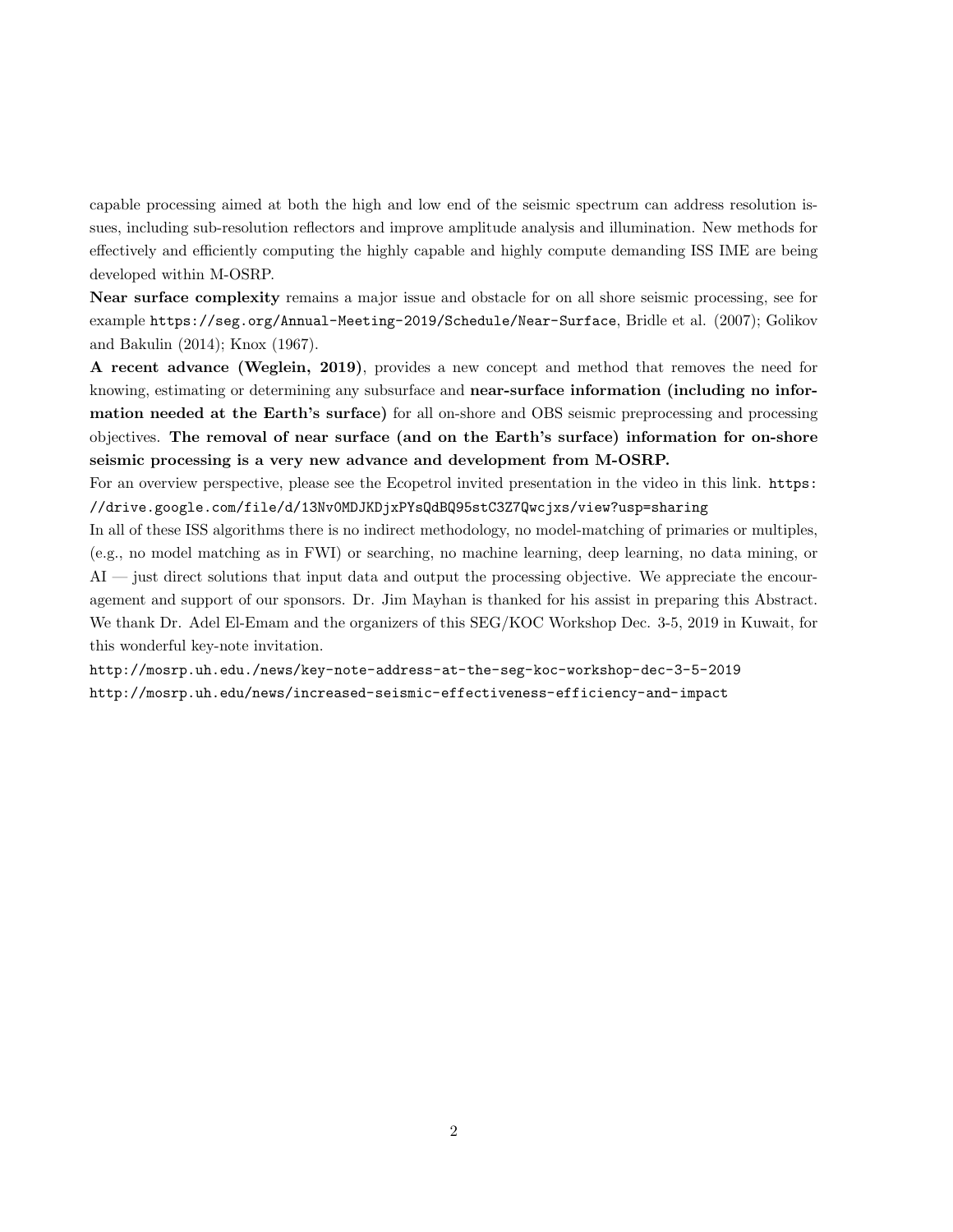capable processing aimed at both the high and low end of the seismic spectrum can address resolution issues, including sub-resolution reflectors and improve amplitude analysis and illumination. New methods for effectively and efficiently computing the highly capable and highly compute demanding ISS IME are being developed within M-OSRP.

**Near surface complexity** remains a major issue and obstacle for on all shore seismic processing, see for example `https://seg.org/Annual-Meeting-2019/Schedule/Near-Surface`, Bridle et al. (2007); Golikov and Bakulin (2014); Knox (1967).

**A recent advance (Weglein, 2019)**, provides a new concept and method that removes the need for knowing, estimating or determining any subsurface and **near-surface information (including no information needed at the Earth's surface)** for all on-shore and OBS seismic preprocessing and processing objectives. **The removal of near surface (and on the Earth's surface) information for on-shore seismic processing is a very new advance and development from M-OSRP.**

For an overview perspective, please see the Ecopetrol invited presentation in the video in this link. `https://drive.google.com/file/d/13Nv0MDJKDjxPYsQdBQ95stC3Z7Qwcjxs/view?usp=sharing`

In all of these ISS algorithms there is no indirect methodology, no model-matching of primaries or multiples, (e.g., no model matching as in FWI) or searching, no machine learning, deep learning, no data mining, or AI — just direct solutions that input data and output the processing objective. We appreciate the encouragement and support of our sponsors. Dr. Jim Mayhan is thanked for his assist in preparing this Abstract. We thank Dr. Adel El-Emam and the organizers of this SEG/KOC Workshop Dec. 3-5, 2019 in Kuwait, for this wonderful key-note invitation.

`http://mosrp.uh.edu./news/key-note-address-at-the-seg-koc-workshop-dec-3-5-2019`

`http://mosrp.uh.edu/news/increased-seismic-effectiveness-efficiency-and-impact`